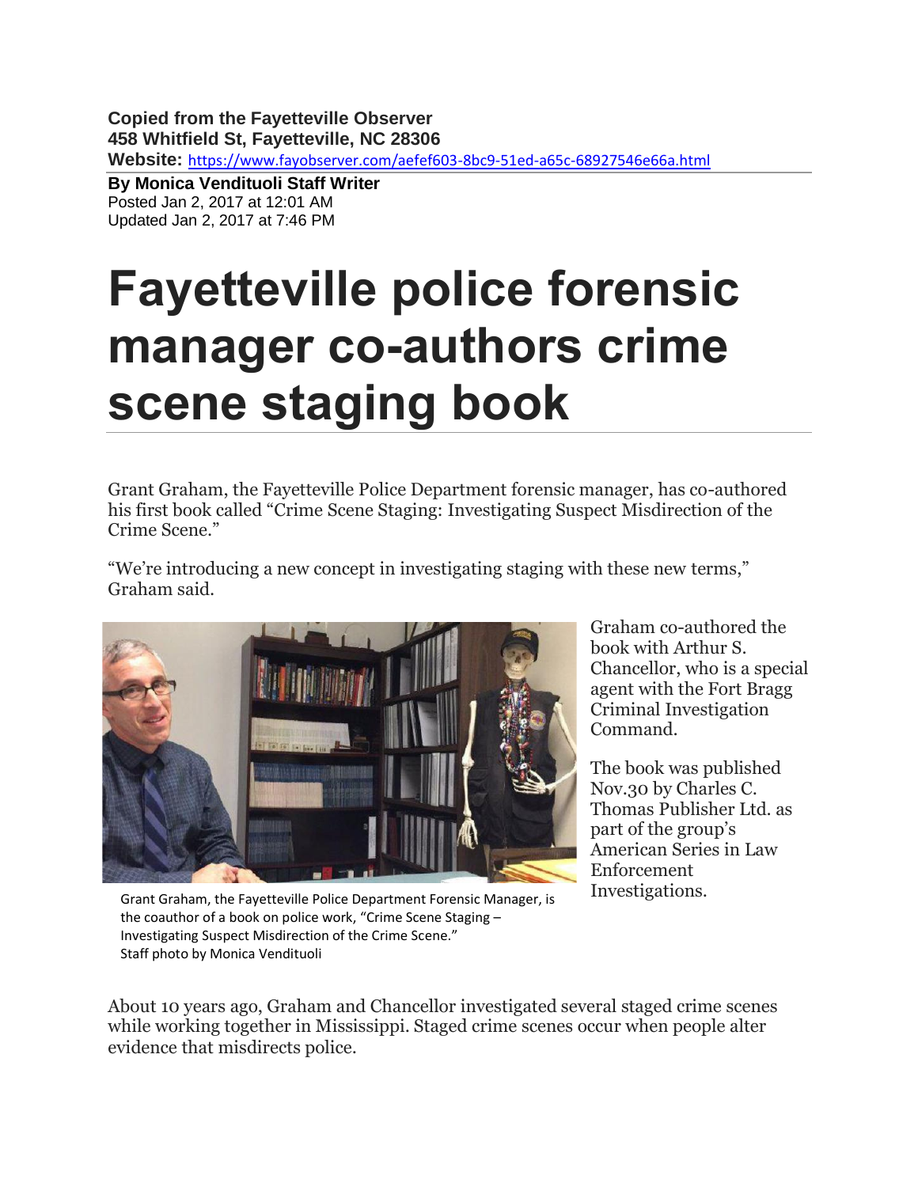**Copied from the Fayetteville Observer**
**458 Whitfield St, Fayetteville, NC 28306**
**Website:** https://www.fayobserver.com/aefef603-8bc9-51ed-a65c-68927546e66a.html

**By Monica Vendituoli Staff Writer**
Posted Jan 2, 2017 at 12:01 AM
Updated Jan 2, 2017 at 7:46 PM

# Fayetteville police forensic manager co-authors crime scene staging book

Grant Graham, the Fayetteville Police Department forensic manager, has co-authored his first book called "Crime Scene Staging: Investigating Suspect Misdirection of the Crime Scene."

"We're introducing a new concept in investigating staging with these new terms," Graham said.

Grant Graham, the Fayetteville Police Department Forensic Manager, is the coauthor of a book on police work, "Crime Scene Staging – Investigating Suspect Misdirection of the Crime Scene."
Staff photo by Monica Vendituoli

Graham co-authored the book with Arthur S. Chancellor, who is a special agent with the Fort Bragg Criminal Investigation Command.

The book was published Nov.30 by Charles C. Thomas Publisher Ltd. as part of the group's American Series in Law Enforcement Investigations.

About 10 years ago, Graham and Chancellor investigated several staged crime scenes while working together in Mississippi. Staged crime scenes occur when people alter evidence that misdirects police.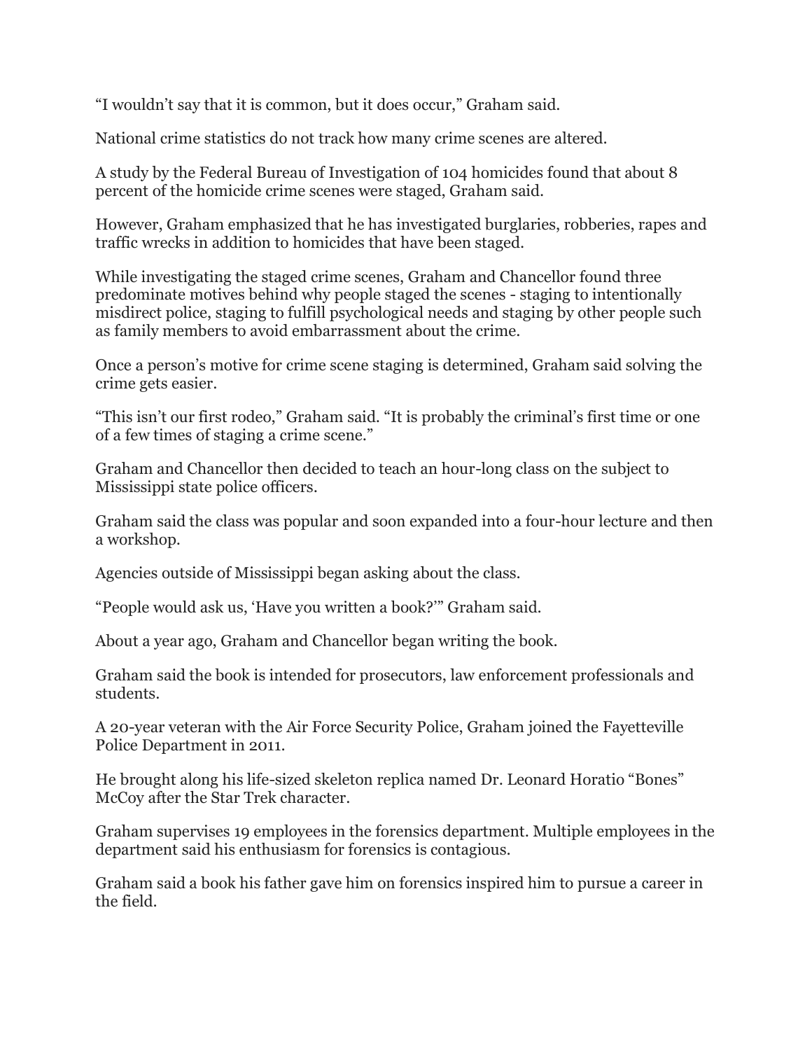“I wouldn’t say that it is common, but it does occur,” Graham said.

National crime statistics do not track how many crime scenes are altered.

A study by the Federal Bureau of Investigation of 104 homicides found that about 8 percent of the homicide crime scenes were staged, Graham said.

However, Graham emphasized that he has investigated burglaries, robberies, rapes and traffic wrecks in addition to homicides that have been staged.

While investigating the staged crime scenes, Graham and Chancellor found three predominate motives behind why people staged the scenes - staging to intentionally misdirect police, staging to fulfill psychological needs and staging by other people such as family members to avoid embarrassment about the crime.

Once a person’s motive for crime scene staging is determined, Graham said solving the crime gets easier.

“This isn’t our first rodeo,” Graham said. “It is probably the criminal’s first time or one of a few times of staging a crime scene.”

Graham and Chancellor then decided to teach an hour-long class on the subject to Mississippi state police officers.

Graham said the class was popular and soon expanded into a four-hour lecture and then a workshop.

Agencies outside of Mississippi began asking about the class.

“People would ask us, ‘Have you written a book?’” Graham said.

About a year ago, Graham and Chancellor began writing the book.

Graham said the book is intended for prosecutors, law enforcement professionals and students.

A 20-year veteran with the Air Force Security Police, Graham joined the Fayetteville Police Department in 2011.

He brought along his life-sized skeleton replica named Dr. Leonard Horatio “Bones” McCoy after the Star Trek character.

Graham supervises 19 employees in the forensics department. Multiple employees in the department said his enthusiasm for forensics is contagious.

Graham said a book his father gave him on forensics inspired him to pursue a career in the field.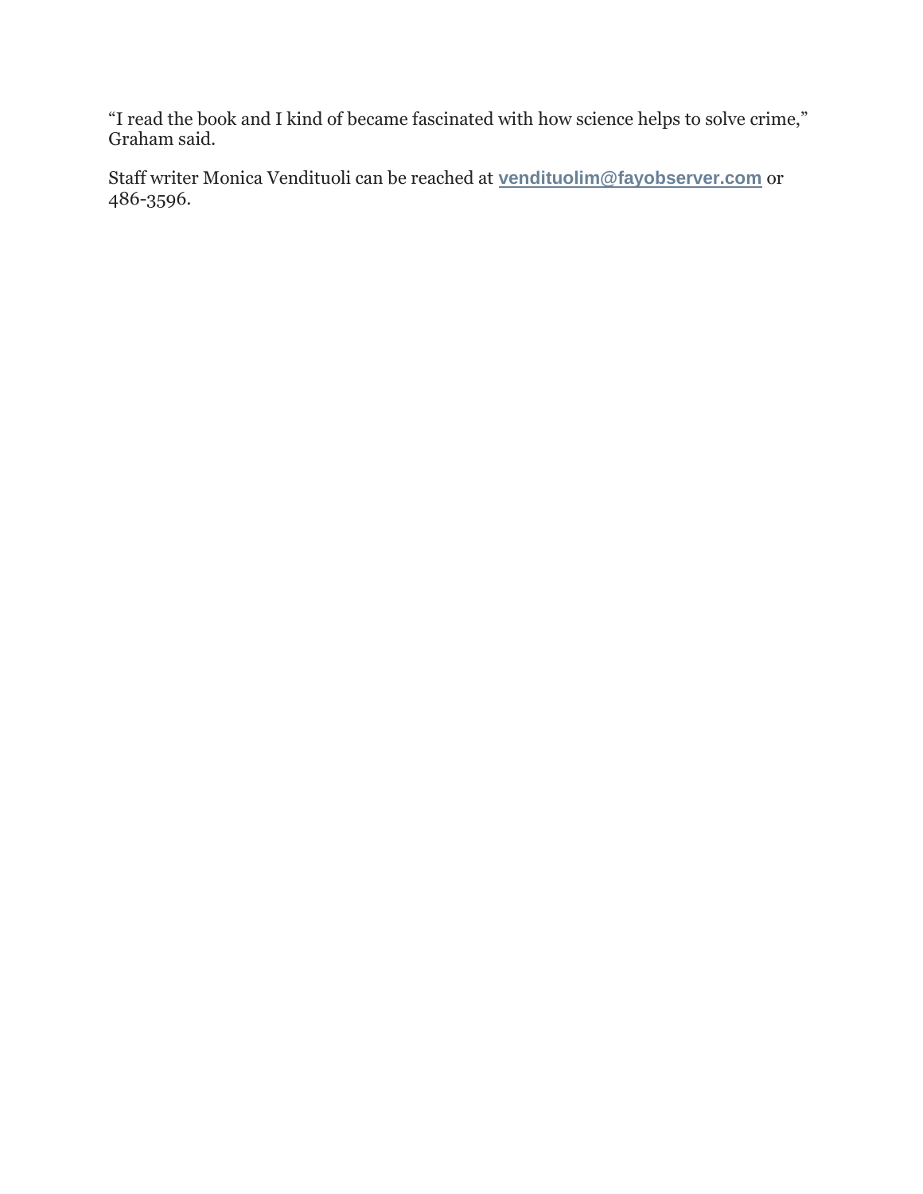“I read the book and I kind of became fascinated with how science helps to solve crime,” Graham said.

Staff writer Monica Vendituoli can be reached at **vendituolim@fayobserver.com** or 486-3596.